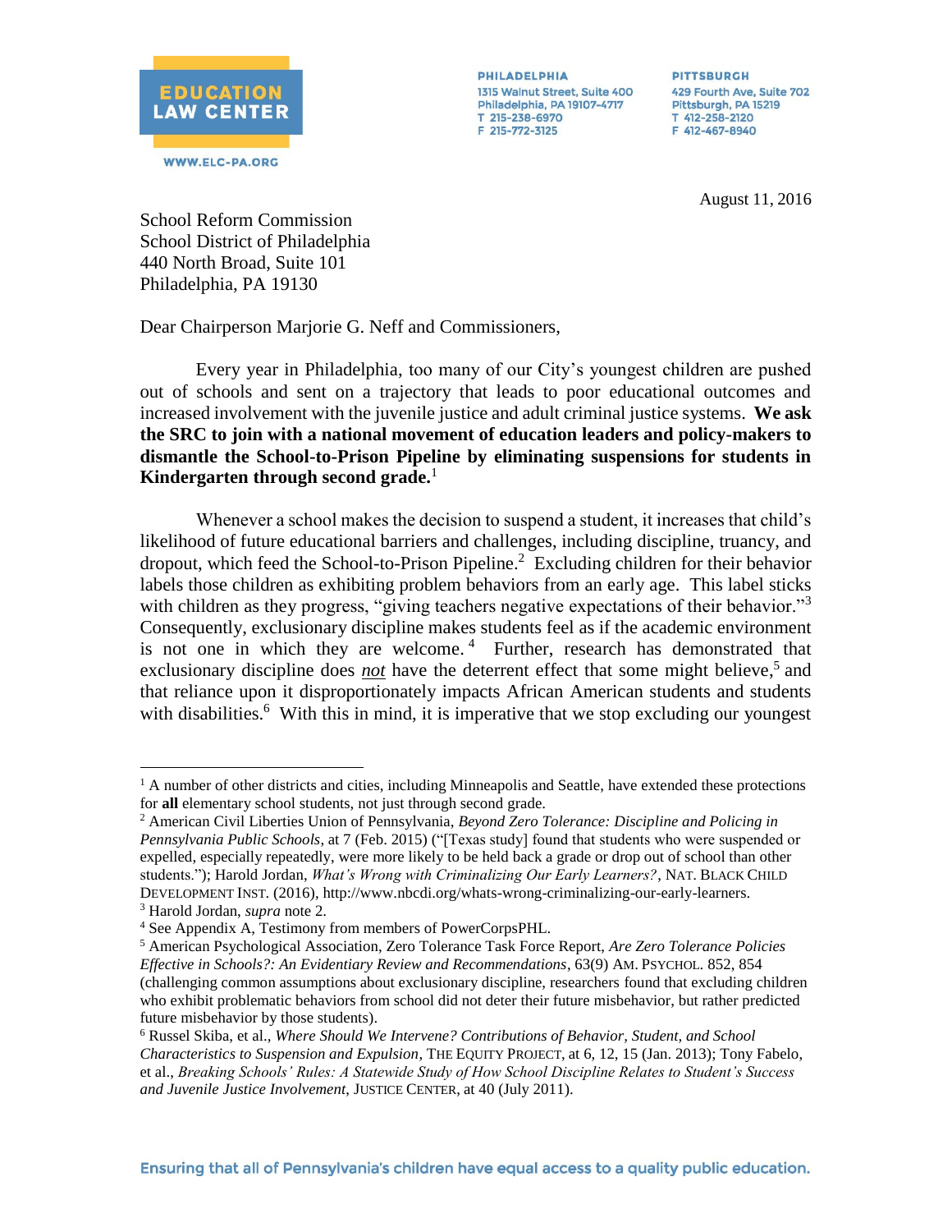**EDUCATION LAW CENTER**

WWW.ELC-PA.ORG

**PHILADELPHIA**
1315 Walnut Street, Suite 400
Philadelphia, PA 19107-4717
T 215-238-6970
F 215-772-3125

**PITTSBURGH**
429 Fourth Ave, Suite 702
Pittsburgh, PA 15219
T 412-258-2120
F 412-467-8940

August 11, 2016

School Reform Commission
School District of Philadelphia
440 North Broad, Suite 101
Philadelphia, PA 19130

Dear Chairperson Marjorie G. Neff and Commissioners,

Every year in Philadelphia, too many of our City's youngest children are pushed out of schools and sent on a trajectory that leads to poor educational outcomes and increased involvement with the juvenile justice and adult criminal justice systems. **We ask the SRC to join with a national movement of education leaders and policy-makers to dismantle the School-to-Prison Pipeline by eliminating suspensions for students in Kindergarten through second grade.**[1]

Whenever a school makes the decision to suspend a student, it increases that child's likelihood of future educational barriers and challenges, including discipline, truancy, and dropout, which feed the School-to-Prison Pipeline.[2] Excluding children for their behavior labels those children as exhibiting problem behaviors from an early age. This label sticks with children as they progress, "giving teachers negative expectations of their behavior."[3] Consequently, exclusionary discipline makes students feel as if the academic environment is not one in which they are welcome.[4] Further, research has demonstrated that exclusionary discipline does ***not*** have the deterrent effect that some might believe,[5] and that reliance upon it disproportionately impacts African American students and students with disabilities.[6] With this in mind, it is imperative that we stop excluding our youngest

---

[1] A number of other districts and cities, including Minneapolis and Seattle, have extended these protections for **all** elementary school students, not just through second grade.

[2] American Civil Liberties Union of Pennsylvania, *Beyond Zero Tolerance: Discipline and Policing in Pennsylvania Public Schools*, at 7 (Feb. 2015) ("[Texas study] found that students who were suspended or expelled, especially repeatedly, were more likely to be held back a grade or drop out of school than other students."); Harold Jordan, *What's Wrong with Criminalizing Our Early Learners?*, NAT. BLACK CHILD DEVELOPMENT INST. (2016), http://www.nbcdi.org/whats-wrong-criminalizing-our-early-learners.

[3] Harold Jordan, *supra* note 2.

[4] See Appendix A, Testimony from members of PowerCorpsPHL.

[5] American Psychological Association, Zero Tolerance Task Force Report, *Are Zero Tolerance Policies Effective in Schools?: An Evidentiary Review and Recommendations*, 63(9) AM. PSYCHOL. 852, 854 (challenging common assumptions about exclusionary discipline, researchers found that excluding children who exhibit problematic behaviors from school did not deter their future misbehavior, but rather predicted future misbehavior by those students).

[6] Russel Skiba, et al., *Where Should We Intervene? Contributions of Behavior, Student, and School Characteristics to Suspension and Expulsion*, THE EQUITY PROJECT, at 6, 12, 15 (Jan. 2013); Tony Fabelo, et al., *Breaking Schools' Rules: A Statewide Study of How School Discipline Relates to Student's Success and Juvenile Justice Involvement*, JUSTICE CENTER, at 40 (July 2011).

Ensuring that all of Pennsylvania's children have equal access to a quality public education.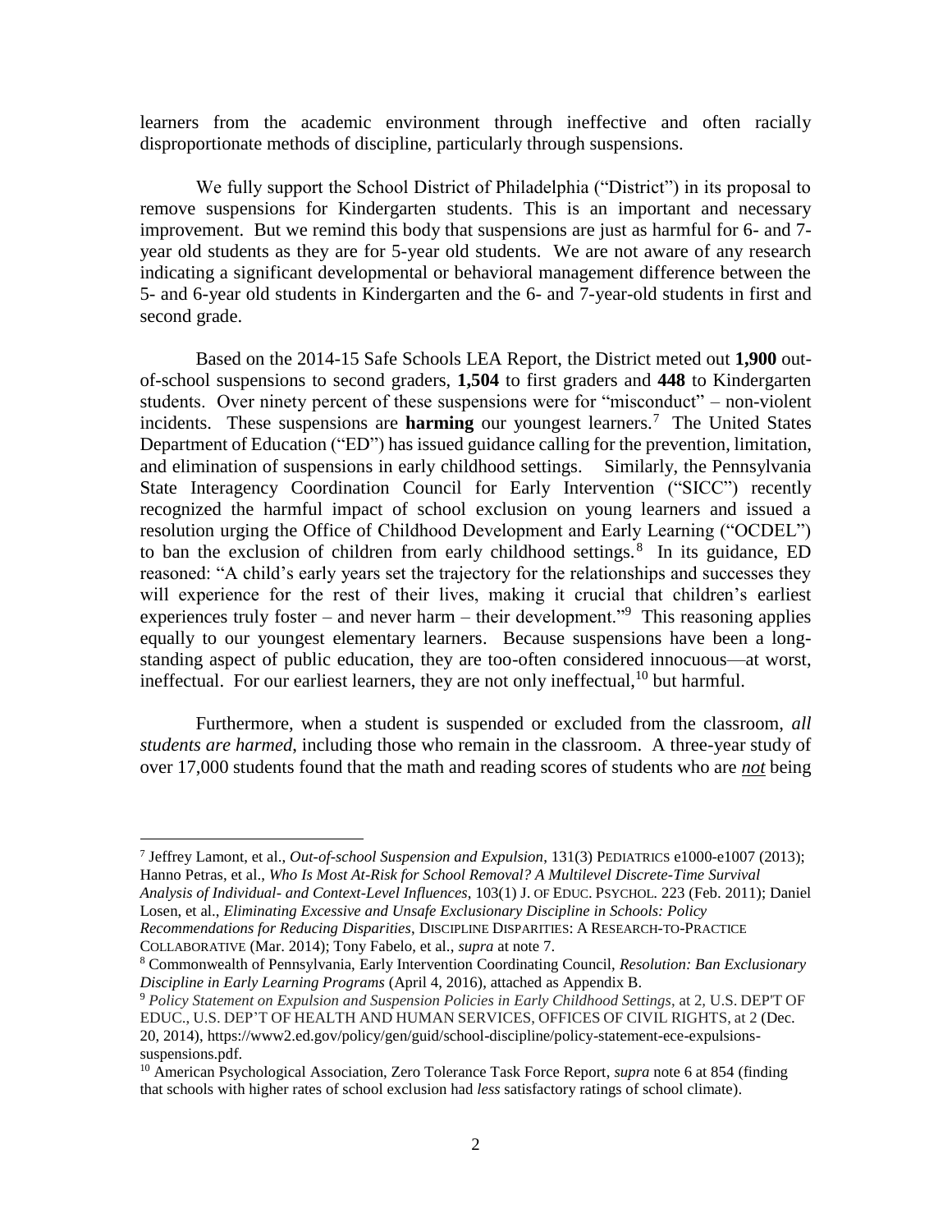learners from the academic environment through ineffective and often racially disproportionate methods of discipline, particularly through suspensions.

We fully support the School District of Philadelphia ("District") in its proposal to remove suspensions for Kindergarten students. This is an important and necessary improvement. But we remind this body that suspensions are just as harmful for 6- and 7-year old students as they are for 5-year old students. We are not aware of any research indicating a significant developmental or behavioral management difference between the 5- and 6-year old students in Kindergarten and the 6- and 7-year-old students in first and second grade.

Based on the 2014-15 Safe Schools LEA Report, the District meted out **1,900** out-of-school suspensions to second graders, **1,504** to first graders and **448** to Kindergarten students. Over ninety percent of these suspensions were for "misconduct" – non-violent incidents. These suspensions are **harming** our youngest learners.[7] The United States Department of Education ("ED") has issued guidance calling for the prevention, limitation, and elimination of suspensions in early childhood settings. Similarly, the Pennsylvania State Interagency Coordination Council for Early Intervention ("SICC") recently recognized the harmful impact of school exclusion on young learners and issued a resolution urging the Office of Childhood Development and Early Learning ("OCDEL") to ban the exclusion of children from early childhood settings.[8] In its guidance, ED reasoned: "A child's early years set the trajectory for the relationships and successes they will experience for the rest of their lives, making it crucial that children's earliest experiences truly foster – and never harm – their development."[9] This reasoning applies equally to our youngest elementary learners. Because suspensions have been a long-standing aspect of public education, they are too-often considered innocuous—at worst, ineffectual. For our earliest learners, they are not only ineffectual,[10] but harmful.

Furthermore, when a student is suspended or excluded from the classroom, *all students are harmed*, including those who remain in the classroom. A three-year study of over 17,000 students found that the math and reading scores of students who are ***not*** being

---

[7] Jeffrey Lamont, et al., *Out-of-school Suspension and Expulsion*, 131(3) PEDIATRICS e1000-e1007 (2013); Hanno Petras, et al., *Who Is Most At-Risk for School Removal? A Multilevel Discrete-Time Survival Analysis of Individual- and Context-Level Influences*, 103(1) J. OF EDUC. PSYCHOL. 223 (Feb. 2011); Daniel Losen, et al., *Eliminating Excessive and Unsafe Exclusionary Discipline in Schools: Policy Recommendations for Reducing Disparities*, DISCIPLINE DISPARITIES: A RESEARCH-TO-PRACTICE COLLABORATIVE (Mar. 2014); Tony Fabelo, et al., *supra* at note 7.

[8] Commonwealth of Pennsylvania, Early Intervention Coordinating Council, *Resolution: Ban Exclusionary Discipline in Early Learning Programs* (April 4, 2016), attached as Appendix B.

[9] *Policy Statement on Expulsion and Suspension Policies in Early Childhood Settings*, at 2, U.S. DEP'T OF EDUC., U.S. DEP'T OF HEALTH AND HUMAN SERVICES, OFFICES OF CIVIL RIGHTS, at 2 (Dec. 20, 2014), https://www2.ed.gov/policy/gen/guid/school-discipline/policy-statement-ece-expulsions-suspensions.pdf.

[10] American Psychological Association, Zero Tolerance Task Force Report, *supra* note 6 at 854 (finding that schools with higher rates of school exclusion had *less* satisfactory ratings of school climate).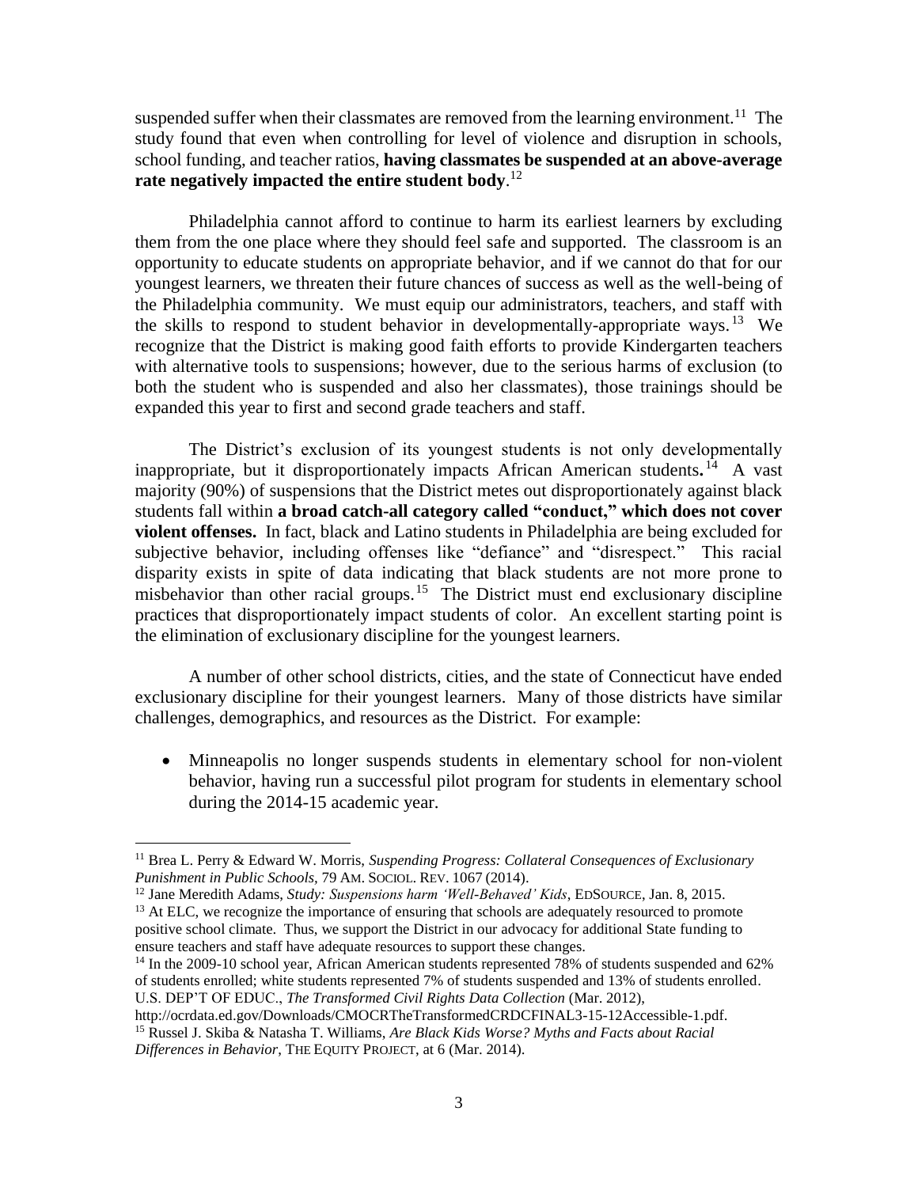suspended suffer when their classmates are removed from the learning environment.[11] The study found that even when controlling for level of violence and disruption in schools, school funding, and teacher ratios, **having classmates be suspended at an above-average rate negatively impacted the entire student body**.[12]

Philadelphia cannot afford to continue to harm its earliest learners by excluding them from the one place where they should feel safe and supported. The classroom is an opportunity to educate students on appropriate behavior, and if we cannot do that for our youngest learners, we threaten their future chances of success as well as the well-being of the Philadelphia community. We must equip our administrators, teachers, and staff with the skills to respond to student behavior in developmentally-appropriate ways.[13] We recognize that the District is making good faith efforts to provide Kindergarten teachers with alternative tools to suspensions; however, due to the serious harms of exclusion (to both the student who is suspended and also her classmates), those trainings should be expanded this year to first and second grade teachers and staff.

The District's exclusion of its youngest students is not only developmentally inappropriate, but it disproportionately impacts African American students**.**[14] A vast majority (90%) of suspensions that the District metes out disproportionately against black students fall within **a broad catch-all category called "conduct," which does not cover violent offenses.** In fact, black and Latino students in Philadelphia are being excluded for subjective behavior, including offenses like "defiance" and "disrespect." This racial disparity exists in spite of data indicating that black students are not more prone to misbehavior than other racial groups.[15] The District must end exclusionary discipline practices that disproportionately impact students of color. An excellent starting point is the elimination of exclusionary discipline for the youngest learners.

A number of other school districts, cities, and the state of Connecticut have ended exclusionary discipline for their youngest learners. Many of those districts have similar challenges, demographics, and resources as the District. For example:

- Minneapolis no longer suspends students in elementary school for non-violent behavior, having run a successful pilot program for students in elementary school during the 2014-15 academic year.

---

[11] Brea L. Perry & Edward W. Morris, *Suspending Progress: Collateral Consequences of Exclusionary Punishment in Public Schools,* 79 AM. SOCIOL. REV. 1067 (2014).

[12] Jane Meredith Adams, *Study: Suspensions harm 'Well-Behaved' Kids*, EDSOURCE, Jan. 8, 2015.

[13] At ELC, we recognize the importance of ensuring that schools are adequately resourced to promote positive school climate. Thus, we support the District in our advocacy for additional State funding to ensure teachers and staff have adequate resources to support these changes.

[14] In the 2009-10 school year, African American students represented 78% of students suspended and 62% of students enrolled; white students represented 7% of students suspended and 13% of students enrolled. U.S. DEP'T OF EDUC., *The Transformed Civil Rights Data Collection* (Mar. 2012), http://ocrdata.ed.gov/Downloads/CMOCRTheTransformedCRDCFINAL3-15-12Accessible-1.pdf.

[15] Russel J. Skiba & Natasha T. Williams, *Are Black Kids Worse? Myths and Facts about Racial Differences in Behavior*, THE EQUITY PROJECT, at 6 (Mar. 2014).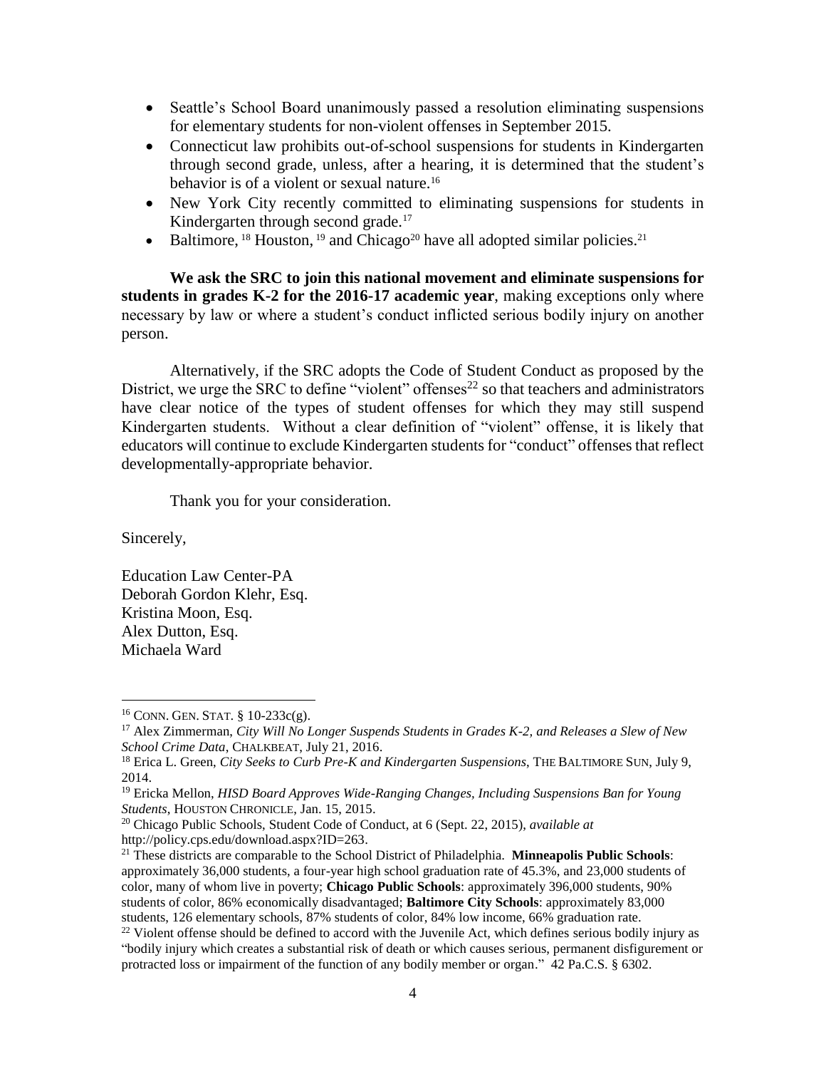- Seattle's School Board unanimously passed a resolution eliminating suspensions for elementary students for non-violent offenses in September 2015.
- Connecticut law prohibits out-of-school suspensions for students in Kindergarten through second grade, unless, after a hearing, it is determined that the student's behavior is of a violent or sexual nature.[16]
- New York City recently committed to eliminating suspensions for students in Kindergarten through second grade.[17]
- Baltimore,[18] Houston,[19] and Chicago[20] have all adopted similar policies.[21]

**We ask the SRC to join this national movement and eliminate suspensions for students in grades K-2 for the 2016-17 academic year**, making exceptions only where necessary by law or where a student's conduct inflicted serious bodily injury on another person.

Alternatively, if the SRC adopts the Code of Student Conduct as proposed by the District, we urge the SRC to define "violent" offenses[22] so that teachers and administrators have clear notice of the types of student offenses for which they may still suspend Kindergarten students. Without a clear definition of "violent" offense, it is likely that educators will continue to exclude Kindergarten students for "conduct" offenses that reflect developmentally-appropriate behavior.

Thank you for your consideration.

Sincerely,

Education Law Center-PA
Deborah Gordon Klehr, Esq.
Kristina Moon, Esq.
Alex Dutton, Esq.
Michaela Ward

---

[16] CONN. GEN. STAT. § 10-233c(g).

[17] Alex Zimmerman, *City Will No Longer Suspends Students in Grades K-2, and Releases a Slew of New School Crime Data*, CHALKBEAT, July 21, 2016.

[18] Erica L. Green, *City Seeks to Curb Pre-K and Kindergarten Suspensions*, THE BALTIMORE SUN, July 9, 2014.

[19] Ericka Mellon, *HISD Board Approves Wide-Ranging Changes, Including Suspensions Ban for Young Students*, HOUSTON CHRONICLE, Jan. 15, 2015.

[20] Chicago Public Schools, Student Code of Conduct, at 6 (Sept. 22, 2015), *available at* http://policy.cps.edu/download.aspx?ID=263.

[21] These districts are comparable to the School District of Philadelphia. **Minneapolis Public Schools**: approximately 36,000 students, a four-year high school graduation rate of 45.3%, and 23,000 students of color, many of whom live in poverty; **Chicago Public Schools**: approximately 396,000 students, 90% students of color, 86% economically disadvantaged; **Baltimore City Schools**: approximately 83,000 students, 126 elementary schools, 87% students of color, 84% low income, 66% graduation rate.

[22] Violent offense should be defined to accord with the Juvenile Act, which defines serious bodily injury as "bodily injury which creates a substantial risk of death or which causes serious, permanent disfigurement or protracted loss or impairment of the function of any bodily member or organ." 42 Pa.C.S. § 6302.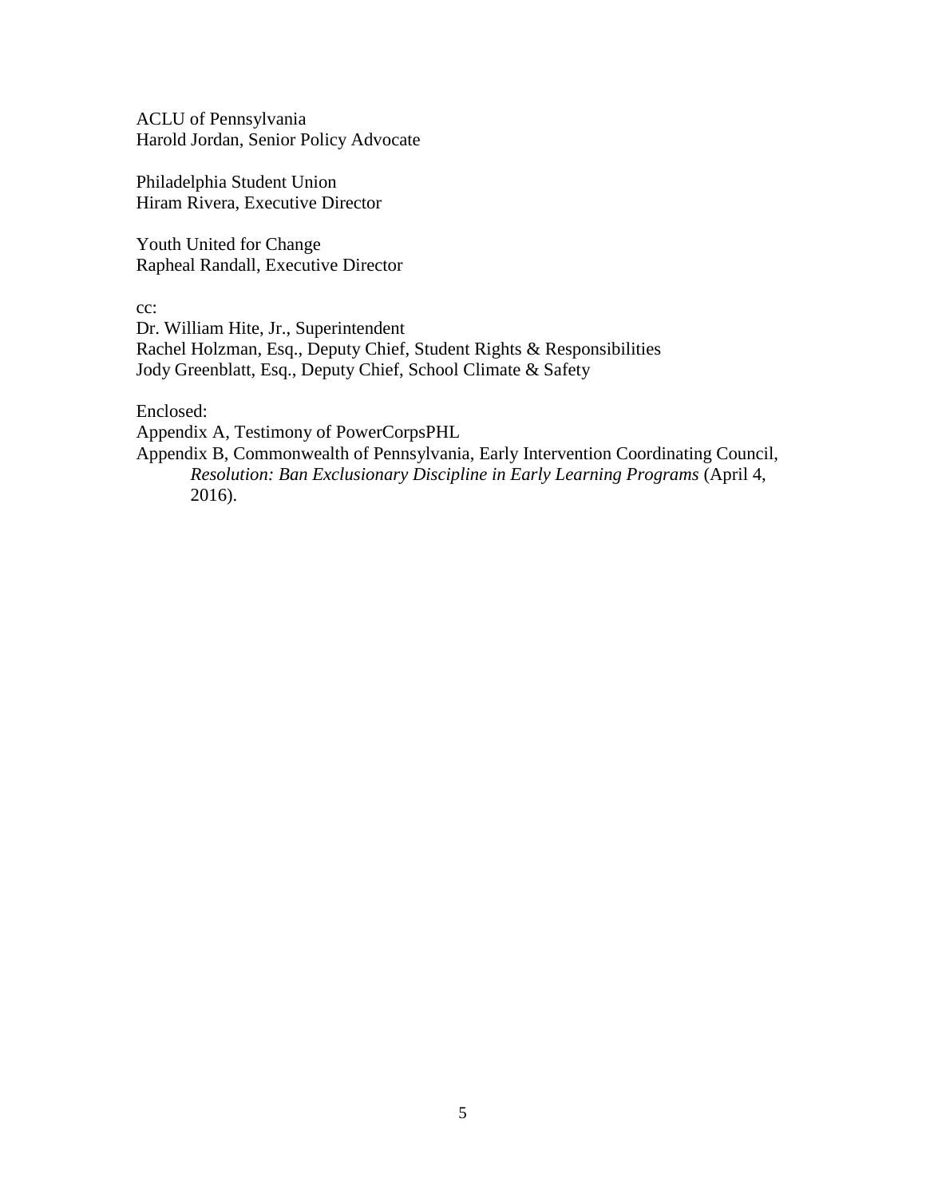ACLU of Pennsylvania
Harold Jordan, Senior Policy Advocate

Philadelphia Student Union
Hiram Rivera, Executive Director

Youth United for Change
Rapheal Randall, Executive Director

cc:
Dr. William Hite, Jr., Superintendent
Rachel Holzman, Esq., Deputy Chief, Student Rights & Responsibilities
Jody Greenblatt, Esq., Deputy Chief, School Climate & Safety

Enclosed:
Appendix A, Testimony of PowerCorpsPHL
Appendix B, Commonwealth of Pennsylvania, Early Intervention Coordinating Council, *Resolution: Ban Exclusionary Discipline in Early Learning Programs* (April 4, 2016).